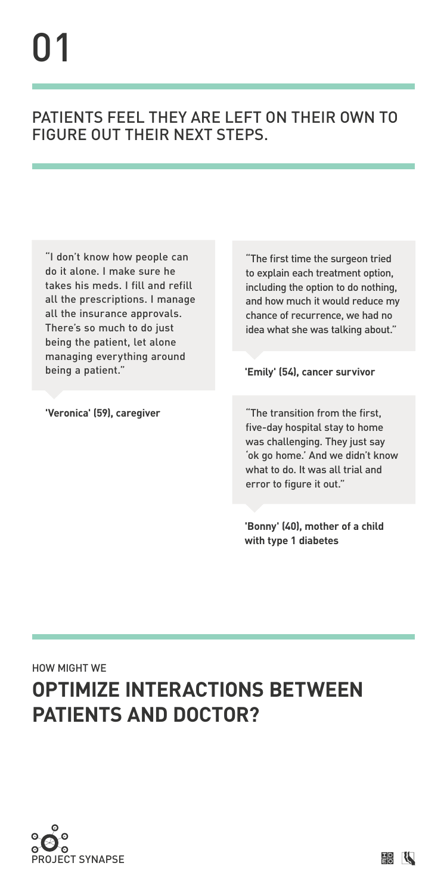# 01

## PATIENTS FEEL THEY ARE LEFT ON THEIR OWN TO FIGURE OUT THEIR NEXT STEPS.

"I don't know how people can do it alone. I make sure he takes his meds. I fill and refill all the prescriptions. I manage all the insurance approvals. There's so much to do just being the patient, let alone managing everything around being a patient."

**'Veronica' (59), caregiver**

"The first time the surgeon tried to explain each treatment option, including the option to do nothing, and how much it would reduce my chance of recurrence, we had no idea what she was talking about."

**'Emily' (54), cancer survivor**

"The transition from the first, five-day hospital stay to home was challenging. They just say 'ok go home.' And we didn't know what to do. It was all trial and error to figure it out."

**'Bonny' (40), mother of a child with type 1 diabetes**

HOW MIGHT WE

## **OPTIMIZE INTERACTIONS BETWEEN PATIENTS AND DOCTOR?**

PROJECT SYNAPSE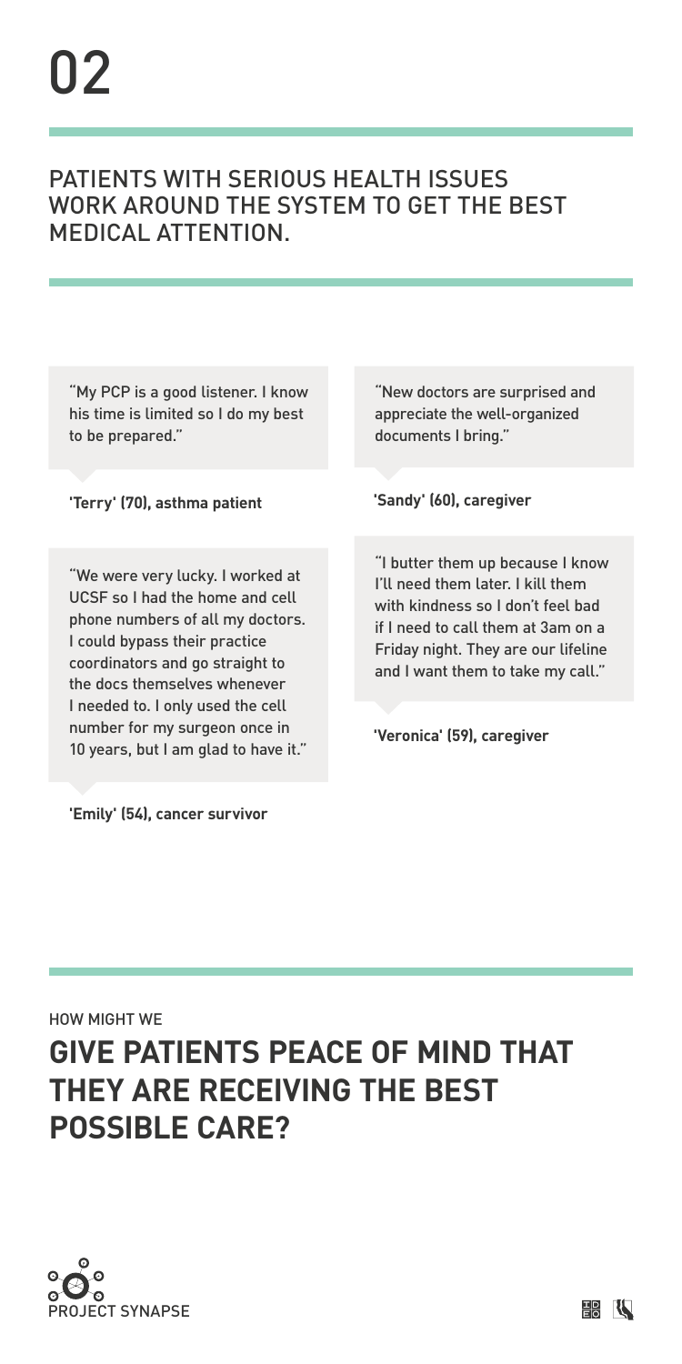# 02

## PATIENTS WITH SERIOUS HEALTH ISSUES WORK AROUND THE SYSTEM TO GET THE BEST MEDICAL ATTENTION.

"My PCP is a good listener. I know his time is limited so I do my best to be prepared."

**'Terry' (70), asthma patient**

"We were very lucky. I worked at UCSF so I had the home and cell phone numbers of all my doctors. I could bypass their practice coordinators and go straight to the docs themselves whenever I needed to. I only used the cell number for my surgeon once in 10 years, but I am glad to have it."

**'Emily' (54), cancer survivor**

"New doctors are surprised and appreciate the well-organized documents I bring."

**'Sandy' (60), caregiver**

"I butter them up because I know I'll need them later. I kill them with kindness so I don't feel bad if I need to call them at 3am on a Friday night. They are our lifeline and I want them to take my call."

**'Veronica' (59), caregiver**

HOW MIGHT WE

## GIVE PATIENTS PEACE OF MIND THAT THEY ARE RECEIVING THE BEST POSSIBLE CARE?

PROJECT SYNAPSE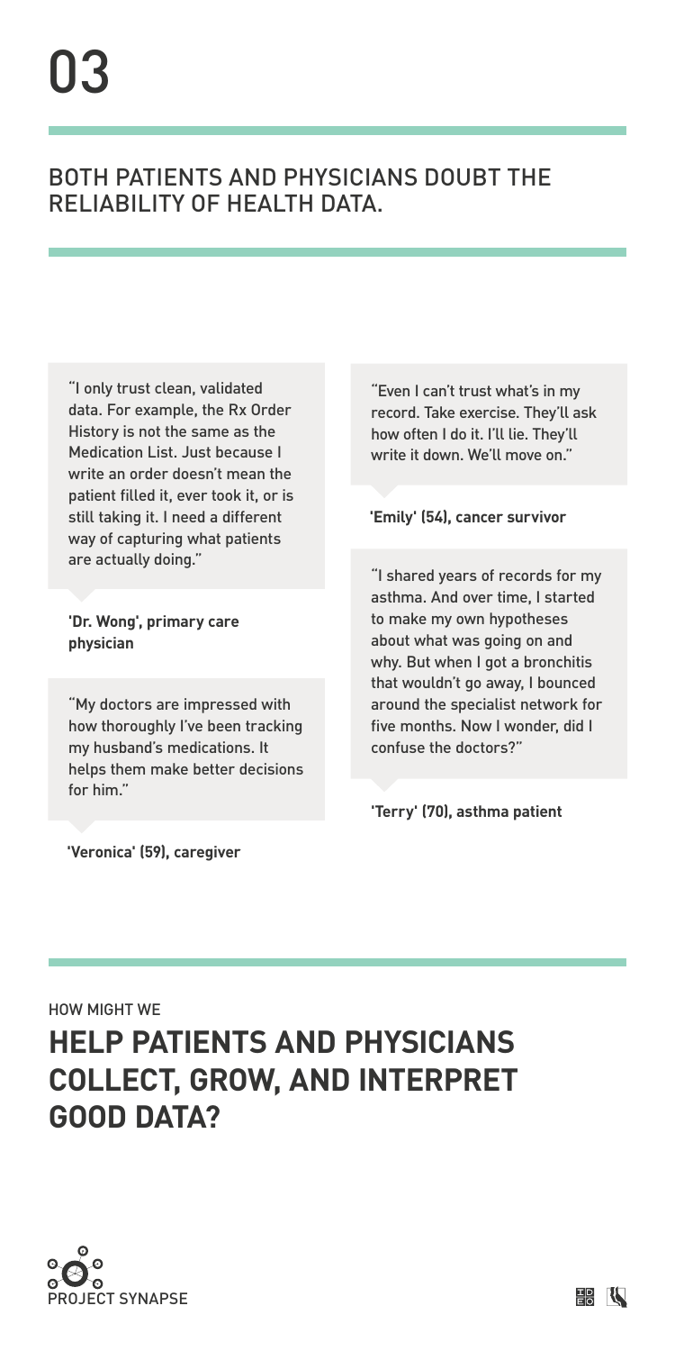# 03

## BOTH PATIENTS AND PHYSICIANS DOUBT THE RELIABILITY OF HEALTH DATA.

"I only trust clean, validated data. For example, the Rx Order History is not the same as the Medication List. Just because I write an order doesn't mean the patient filled it, ever took it, or is still taking it. I need a different way of capturing what patients are actually doing."

**'Dr. Wong', primary care physician**

"My doctors are impressed with how thoroughly I've been tracking my husband's medications. It helps them make better decisions for him."

**'Veronica' (59), caregiver**

"Even I can't trust what's in my record. Take exercise. They'll ask how often I do it. I'll lie. They'll write it down. We'll move on."

**'Emily' (54), cancer survivor**

"I shared years of records for my asthma. And over time, I started to make my own hypotheses about what was going on and why. But when I got a bronchitis that wouldn't go away, I bounced around the specialist network for five months. Now I wonder, did I confuse the doctors?"

**'Terry' (70), asthma patient**

HOW MIGHT WE

## HELP PATIENTS AND PHYSICIANS COLLECT, GROW, AND INTERPRET GOOD DATA?

PROJECT SYNAPSE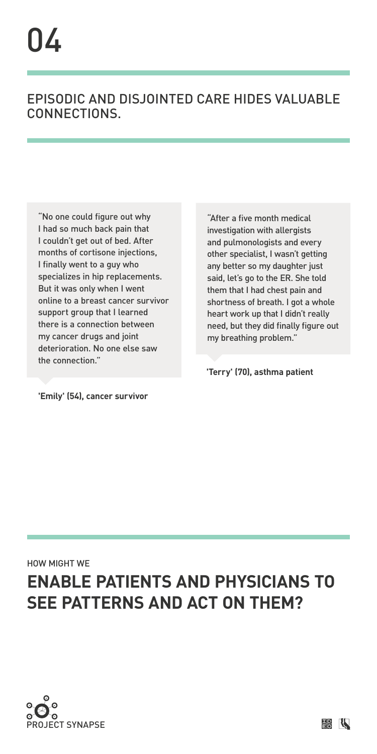# 04

## EPISODIC AND DISJOINTED CARE HIDES VALUABLE CONNECTIONS.

"No one could figure out why I had so much back pain that I couldn't get out of bed. After months of cortisone injections, I finally went to a guy who specializes in hip replacements. But it was only when I went online to a breast cancer survivor support group that I learned there is a connection between my cancer drugs and joint deterioration. No one else saw the connection."

**'Emily' (54), cancer survivor**

"After a five month medical investigation with allergists and pulmonologists and every other specialist, I wasn't getting any better so my daughter just said, let's go to the ER. She told them that I had chest pain and shortness of breath. I got a whole heart work up that I didn't really need, but they did finally figure out my breathing problem."

**'Terry' (70), asthma patient**

HOW MIGHT WE

## ENABLE PATIENTS AND PHYSICIANS TO SEE PATTERNS AND ACT ON THEM?

PROJECT SYNAPSE